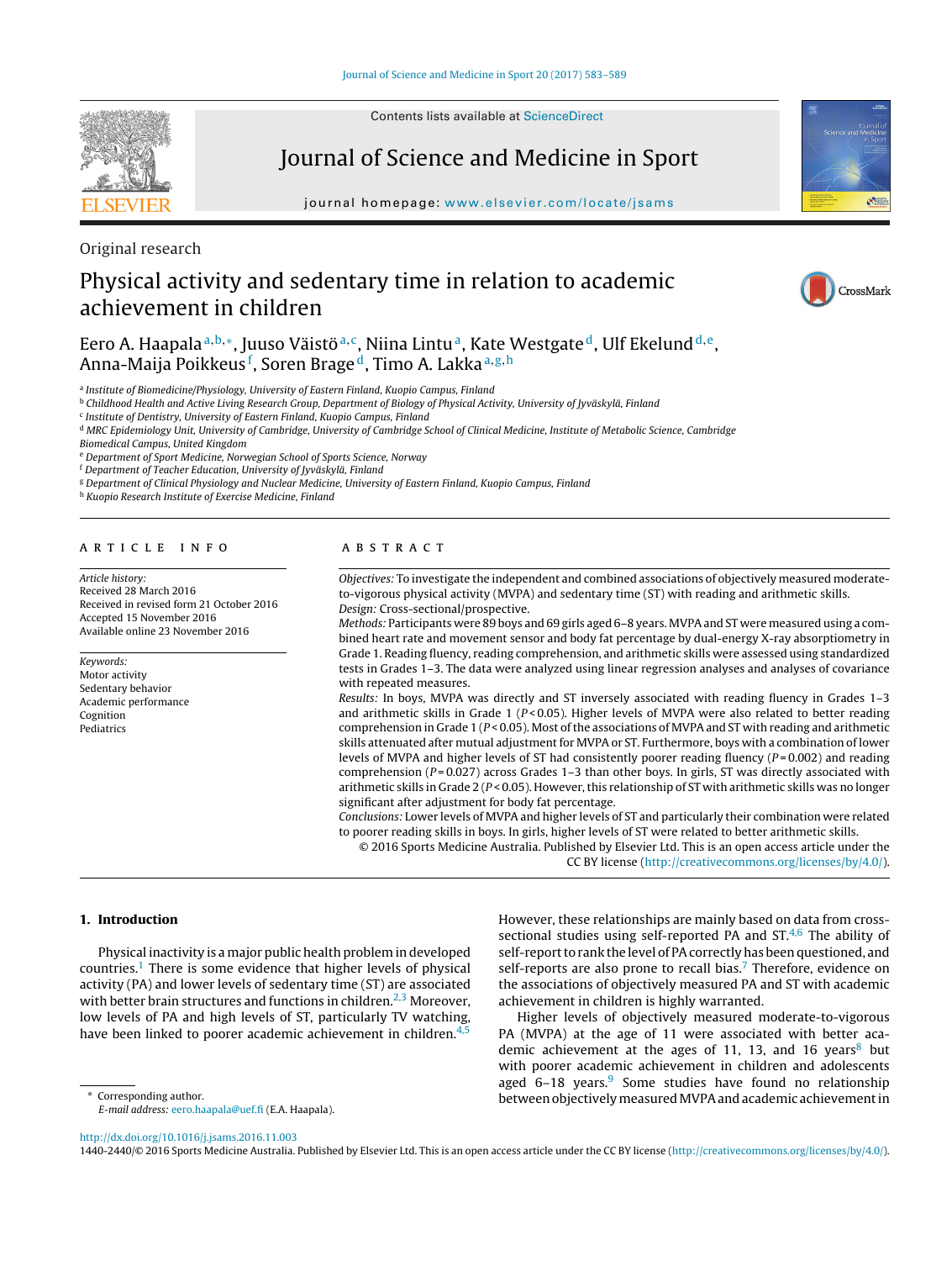Original research

# Physical activity and sedentary time in relation to academic achievement in children

Eero A. Haapala[a,b,*], Juuso Väistö[a,c], Niina Lintu[a], Kate Westgate[d], Ulf Ekelund[d,e], Anna-Maija Poikkeus[f], Soren Brage[d], Timo A. Lakka[a,g,h]

[a] Institute of Biomedicine/Physiology, University of Eastern Finland, Kuopio Campus, Finland
[b] Childhood Health and Active Living Research Group, Department of Biology of Physical Activity, University of Jyväskylä, Finland
[c] Institute of Dentistry, University of Eastern Finland, Kuopio Campus, Finland
[d] MRC Epidemiology Unit, University of Cambridge, University of Cambridge School of Clinical Medicine, Institute of Metabolic Science, Cambridge Biomedical Campus, United Kingdom
[e] Department of Sport Medicine, Norwegian School of Sports Science, Norway
[f] Department of Teacher Education, University of Jyväskylä, Finland
[g] Department of Clinical Physiology and Nuclear Medicine, University of Eastern Finland, Kuopio Campus, Finland
[h] Kuopio Research Institute of Exercise Medicine, Finland

## ARTICLE INFO

*Article history:*
Received 28 March 2016
Received in revised form 21 October 2016
Accepted 15 November 2016
Available online 23 November 2016

*Keywords:*
Motor activity
Sedentary behavior
Academic performance
Cognition
Pediatrics

## ABSTRACT

*Objectives:* To investigate the independent and combined associations of objectively measured moderate-to-vigorous physical activity (MVPA) and sedentary time (ST) with reading and arithmetic skills.
*Design:* Cross-sectional/prospective.
*Methods:* Participants were 89 boys and 69 girls aged 6–8 years. MVPA and ST were measured using a combined heart rate and movement sensor and body fat percentage by dual-energy X-ray absorptiometry in Grade 1. Reading fluency, reading comprehension, and arithmetic skills were assessed using standardized tests in Grades 1–3. The data were analyzed using linear regression analyses and analyses of covariance with repeated measures.
*Results:* In boys, MVPA was directly and ST inversely associated with reading fluency in Grades 1–3 and arithmetic skills in Grade 1 ($P < 0.05$). Higher levels of MVPA were also related to better reading comprehension in Grade 1 ($P < 0.05$). Most of the associations of MVPA and ST with reading and arithmetic skills attenuated after mutual adjustment for MVPA or ST. Furthermore, boys with a combination of lower levels of MVPA and higher levels of ST had consistently poorer reading fluency ($P = 0.002$) and reading comprehension ($P = 0.027$) across Grades 1–3 than other boys. In girls, ST was directly associated with arithmetic skills in Grade 2 ($P < 0.05$). However, this relationship of ST with arithmetic skills was no longer significant after adjustment for body fat percentage.
*Conclusions:* Lower levels of MVPA and higher levels of ST and particularly their combination were related to poorer reading skills in boys. In girls, higher levels of ST were related to better arithmetic skills.

© 2016 Sports Medicine Australia. Published by Elsevier Ltd. This is an open access article under the CC BY license (http://creativecommons.org/licenses/by/4.0/).

## 1. Introduction

Physical inactivity is a major public health problem in developed countries.[1] There is some evidence that higher levels of physical activity (PA) and lower levels of sedentary time (ST) are associated with better brain structures and functions in children.[2,3] Moreover, low levels of PA and high levels of ST, particularly TV watching, have been linked to poorer academic achievement in children.[4,5] However, these relationships are mainly based on data from cross-sectional studies using self-reported PA and ST.[4,6] The ability of self-report to rank the level of PA correctly has been questioned, and self-reports are also prone to recall bias.[7] Therefore, evidence on the associations of objectively measured PA and ST with academic achievement in children is highly warranted.

Higher levels of objectively measured moderate-to-vigorous PA (MVPA) at the age of 11 were associated with better academic achievement at the ages of 11, 13, and 16 years[8] but with poorer academic achievement in children and adolescents aged 6–18 years.[9] Some studies have found no relationship between objectively measured MVPA and academic achievement in

\* Corresponding author.
*E-mail address:* eero.haapala@uef.fi (E.A. Haapala).

http://dx.doi.org/10.1016/j.jsams.2016.11.003
1440-2440/© 2016 Sports Medicine Australia. Published by Elsevier Ltd. This is an open access article under the CC BY license (http://creativecommons.org/licenses/by/4.0/).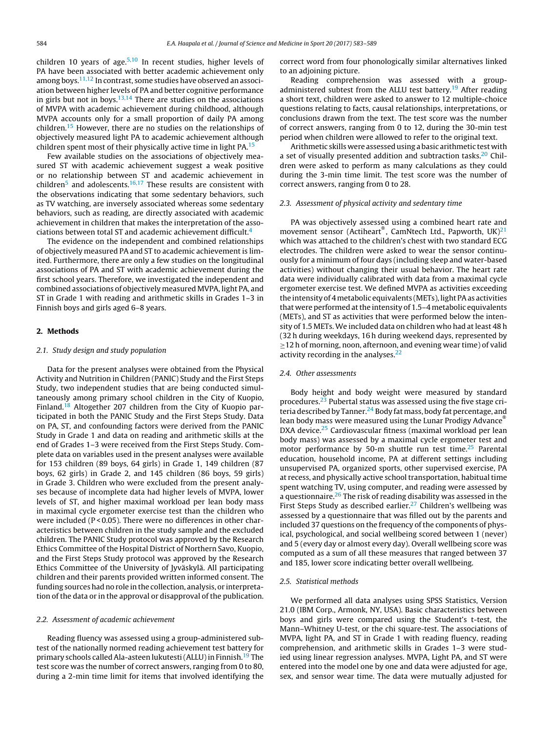children 10 years of age.[5,10] In recent studies, higher levels of PA have been associated with better academic achievement only among boys.[11,12] In contrast, some studies have observed an association between higher levels of PA and better cognitive performance in girls but not in boys.[13,14] There are studies on the associations of MVPA with academic achievement during childhood, although MVPA accounts only for a small proportion of daily PA among children.[15] However, there are no studies on the relationships of objectively measured light PA to academic achievement although children spent most of their physically active time in light PA.[15]

Few available studies on the associations of objectively measured ST with academic achievement suggest a weak positive or no relationship between ST and academic achievement in children[5] and adolescents.[16,17] These results are consistent with the observations indicating that some sedentary behaviors, such as TV watching, are inversely associated whereas some sedentary behaviors, such as reading, are directly associated with academic achievement in children that makes the interpretation of the associations between total ST and academic achievement difficult.[4]

The evidence on the independent and combined relationships of objectively measured PA and ST to academic achievement is limited. Furthermore, there are only a few studies on the longitudinal associations of PA and ST with academic achievement during the first school years. Therefore, we investigated the independent and combined associations of objectively measured MVPA, light PA, and ST in Grade 1 with reading and arithmetic skills in Grades 1–3 in Finnish boys and girls aged 6–8 years.

## 2. Methods

### 2.1. Study design and study population

Data for the present analyses were obtained from the Physical Activity and Nutrition in Children (PANIC) Study and the First Steps Study, two independent studies that are being conducted simultaneously among primary school children in the City of Kuopio, Finland.[18] Altogether 207 children from the City of Kuopio participated in both the PANIC Study and the First Steps Study. Data on PA, ST, and confounding factors were derived from the PANIC Study in Grade 1 and data on reading and arithmetic skills at the end of Grades 1–3 were received from the First Steps Study. Complete data on variables used in the present analyses were available for 153 children (89 boys, 64 girls) in Grade 1, 149 children (87 boys, 62 girls) in Grade 2, and 145 children (86 boys, 59 girls) in Grade 3. Children who were excluded from the present analyses because of incomplete data had higher levels of MVPA, lower levels of ST, and higher maximal workload per lean body mass in maximal cycle ergometer exercise test than the children who were included ($P < 0.05$). There were no differences in other characteristics between children in the study sample and the excluded children. The PANIC Study protocol was approved by the Research Ethics Committee of the Hospital District of Northern Savo, Kuopio, and the First Steps Study protocol was approved by the Research Ethics Committee of the University of Jyväskylä. All participating children and their parents provided written informed consent. The funding sources had no role in the collection, analysis, or interpretation of the data or in the approval or disapproval of the publication.

### 2.2. Assessment of academic achievement

Reading fluency was assessed using a group-administered subtest of the nationally normed reading achievement test battery for primary schools called Ala-asteen lukutesti (ALLU) in Finnish.[19] The test score was the number of correct answers, ranging from 0 to 80, during a 2-min time limit for items that involved identifying the correct word from four phonologically similar alternatives linked to an adjoining picture.

Reading comprehension was assessed with a group-administered subtest from the ALLU test battery.[19] After reading a short text, children were asked to answer to 12 multiple-choice questions relating to facts, causal relationships, interpretations, or conclusions drawn from the text. The test score was the number of correct answers, ranging from 0 to 12, during the 30-min test period when children were allowed to refer to the original text.

Arithmetic skills were assessed using a basic arithmetic test with a set of visually presented addition and subtraction tasks.[20] Children were asked to perform as many calculations as they could during the 3-min time limit. The test score was the number of correct answers, ranging from 0 to 28.

### 2.3. Assessment of physical activity and sedentary time

PA was objectively assessed using a combined heart rate and movement sensor (Actiheart®, CamNtech Ltd., Papworth, UK)[21] which was attached to the children's chest with two standard ECG electrodes. The children were asked to wear the sensor continuously for a minimum of four days (including sleep and water-based activities) without changing their usual behavior. The heart rate data were individually calibrated with data from a maximal cycle ergometer exercise test. We defined MVPA as activities exceeding the intensity of 4 metabolic equivalents (METs), light PA as activities that were performed at the intensity of 1.5–4 metabolic equivalents (METs), and ST as activities that were performed below the intensity of 1.5 METs. We included data on children who had at least 48 h (32 h during weekdays, 16 h during weekend days, represented by ≥12 h of morning, noon, afternoon, and evening wear time) of valid activity recording in the analyses.[22]

### 2.4. Other assessments

Body height and body weight were measured by standard procedures.[23] Pubertal status was assessed using the five stage criteria described by Tanner.[24] Body fat mass, body fat percentage, and lean body mass were measured using the Lunar Prodigy Advance® DXA device.[25] Cardiovascular fitness (maximal workload per lean body mass) was assessed by a maximal cycle ergometer test and motor performance by 50-m shuttle run test time.[25] Parental education, household income, PA at different settings including unsupervised PA, organized sports, other supervised exercise, PA at recess, and physically active school transportation, habitual time spent watching TV, using computer, and reading were assessed by a questionnaire.[26] The risk of reading disability was assessed in the First Steps Study as described earlier.[27] Children's wellbeing was assessed by a questionnaire that was filled out by the parents and included 37 questions on the frequency of the components of physical, psychological, and social wellbeing scored between 1 (never) and 5 (every day or almost every day). Overall wellbeing score was computed as a sum of all these measures that ranged between 37 and 185, lower score indicating better overall wellbeing.

### 2.5. Statistical methods

We performed all data analyses using SPSS Statistics, Version 21.0 (IBM Corp., Armonk, NY, USA). Basic characteristics between boys and girls were compared using the Student's t-test, the Mann–Whitney U-test, or the chi square-test. The associations of MVPA, light PA, and ST in Grade 1 with reading fluency, reading comprehension, and arithmetic skills in Grades 1–3 were studied using linear regression analyses. MVPA, Light PA, and ST were entered into the model one by one and data were adjusted for age, sex, and sensor wear time. The data were mutually adjusted for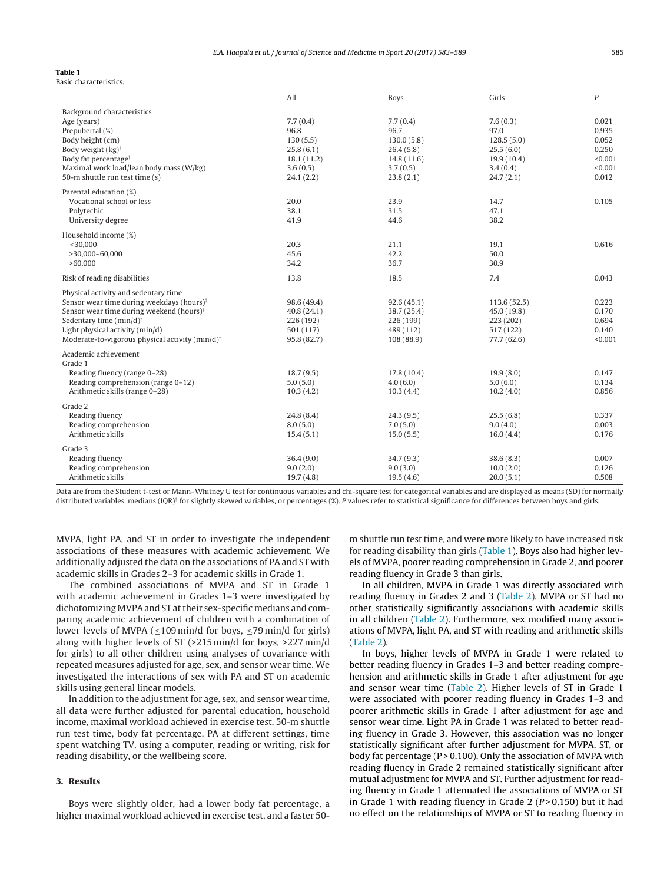**Table 1**
Basic characteristics.

| | All | Boys | Girls | P |
|---|---|---|---|---|
| Background characteristics | | | | |
| Age (years) | 7.7 (0.4) | 7.7 (0.4) | 7.6 (0.3) | 0.021 |
| Prepubertal (%) | 96.8 | 96.7 | 97.0 | 0.935 |
| Body height (cm) | 130 (5.5) | 130.0 (5.8) | 128.5 (5.0) | 0.052 |
| Body weight (kg)† | 25.8 (6.1) | 26.4 (5.8) | 25.5 (6.0) | 0.250 |
| Body fat percentage† | 18.1 (11.2) | 14.8 (11.6) | 19.9 (10.4) | <0.001 |
| Maximal work load/lean body mass (W/kg) | 3.6 (0.5) | 3.7 (0.5) | 3.4 (0.4) | <0.001 |
| 50-m shuttle run test time (s) | 24.1 (2.2) | 23.8 (2.1) | 24.7 (2.1) | 0.012 |
| Parental education (%) | | | | |
| Vocational school or less | 20.0 | 23.9 | 14.7 | 0.105 |
| Polytechic | 38.1 | 31.5 | 47.1 | |
| University degree | 41.9 | 44.6 | 38.2 | |
| Household income (%) | | | | |
| ≤30,000 | 20.3 | 21.1 | 19.1 | 0.616 |
| >30,000–60,000 | 45.6 | 42.2 | 50.0 | |
| >60,000 | 34.2 | 36.7 | 30.9 | |
| Risk of reading disabilities | 13.8 | 18.5 | 7.4 | 0.043 |
| Physical activity and sedentary time | | | | |
| Sensor wear time during weekdays (hours)† | 98.6 (49.4) | 92.6 (45.1) | 113.6 (52.5) | 0.223 |
| Sensor wear time during weekend (hours)† | 40.8 (24.1) | 38.7 (25.4) | 45.0 (19.8) | 0.170 |
| Sedentary time (min/d)† | 226 (192) | 226 (199) | 223 (202) | 0.694 |
| Light physical activity (min/d) | 501 (117) | 489 (112) | 517 (122) | 0.140 |
| Moderate-to-vigorous physical activity (min/d)† | 95.8 (82.7) | 108 (88.9) | 77.7 (62.6) | <0.001 |
| Academic achievement | | | | |
| Grade 1 | | | | |
| Reading fluency (range 0–28) | 18.7 (9.5) | 17.8 (10.4) | 19.9 (8.0) | 0.147 |
| Reading comprehension (range 0–12)† | 5.0 (5.0) | 4.0 (6.0) | 5.0 (6.0) | 0.134 |
| Arithmetic skills (range 0–28) | 10.3 (4.2) | 10.3 (4.4) | 10.2 (4.0) | 0.856 |
| Grade 2 | | | | |
| Reading fluency | 24.8 (8.4) | 24.3 (9.5) | 25.5 (6.8) | 0.337 |
| Reading comprehension | 8.0 (5.0) | 7.0 (5.0) | 9.0 (4.0) | 0.003 |
| Arithmetic skills | 15.4 (5.1) | 15.0 (5.5) | 16.0 (4.4) | 0.176 |
| Grade 3 | | | | |
| Reading fluency | 36.4 (9.0) | 34.7 (9.3) | 38.6 (8.3) | 0.007 |
| Reading comprehension | 9.0 (2.0) | 9.0 (3.0) | 10.0 (2.0) | 0.126 |
| Arithmetic skills | 19.7 (4.8) | 19.5 (4.6) | 20.0 (5.1) | 0.508 |

Data are from the Student t-test or Mann–Whitney U test for continuous variables and chi-square test for categorical variables and are displayed as means (SD) for normally distributed variables, medians (IQR)† for slightly skewed variables, or percentages (%). *P* values refer to statistical significance for differences between boys and girls.

MVPA, light PA, and ST in order to investigate the independent associations of these measures with academic achievement. We additionally adjusted the data on the associations of PA and ST with academic skills in Grades 2–3 for academic skills in Grade 1.

The combined associations of MVPA and ST in Grade 1 with academic achievement in Grades 1–3 were investigated by dichotomizing MVPA and ST at their sex-specific medians and comparing academic achievement of children with a combination of lower levels of MVPA (≤109 min/d for boys, ≤79 min/d for girls) along with higher levels of ST (>215 min/d for boys, >227 min/d for girls) to all other children using analyses of covariance with repeated measures adjusted for age, sex, and sensor wear time. We investigated the interactions of sex with PA and ST on academic skills using general linear models.

In addition to the adjustment for age, sex, and sensor wear time, all data were further adjusted for parental education, household income, maximal workload achieved in exercise test, 50-m shuttle run test time, body fat percentage, PA at different settings, time spent watching TV, using a computer, reading or writing, risk for reading disability, or the wellbeing score.

## 3. Results

Boys were slightly older, had a lower body fat percentage, a higher maximal workload achieved in exercise test, and a faster 50-m shuttle run test time, and were more likely to have increased risk for reading disability than girls (Table 1). Boys also had higher levels of MVPA, poorer reading comprehension in Grade 2, and poorer reading fluency in Grade 3 than girls.

In all children, MVPA in Grade 1 was directly associated with reading fluency in Grades 2 and 3 (Table 2). MVPA or ST had no other statistically significantly associations with academic skills in all children (Table 2). Furthermore, sex modified many associations of MVPA, light PA, and ST with reading and arithmetic skills (Table 2).

In boys, higher levels of MVPA in Grade 1 were related to better reading fluency in Grades 1–3 and better reading comprehension and arithmetic skills in Grade 1 after adjustment for age and sensor wear time (Table 2). Higher levels of ST in Grade 1 were associated with poorer reading fluency in Grades 1–3 and poorer arithmetic skills in Grade 1 after adjustment for age and sensor wear time. Light PA in Grade 1 was related to better reading fluency in Grade 3. However, this association was no longer statistically significant after further adjustment for MVPA, ST, or body fat percentage (P > 0.100). Only the association of MVPA with reading fluency in Grade 2 remained statistically significant after mutual adjustment for MVPA and ST. Further adjustment for reading fluency in Grade 1 attenuated the associations of MVPA or ST in Grade 1 with reading fluency in Grade 2 (*P* > 0.150) but it had no effect on the relationships of MVPA or ST to reading fluency in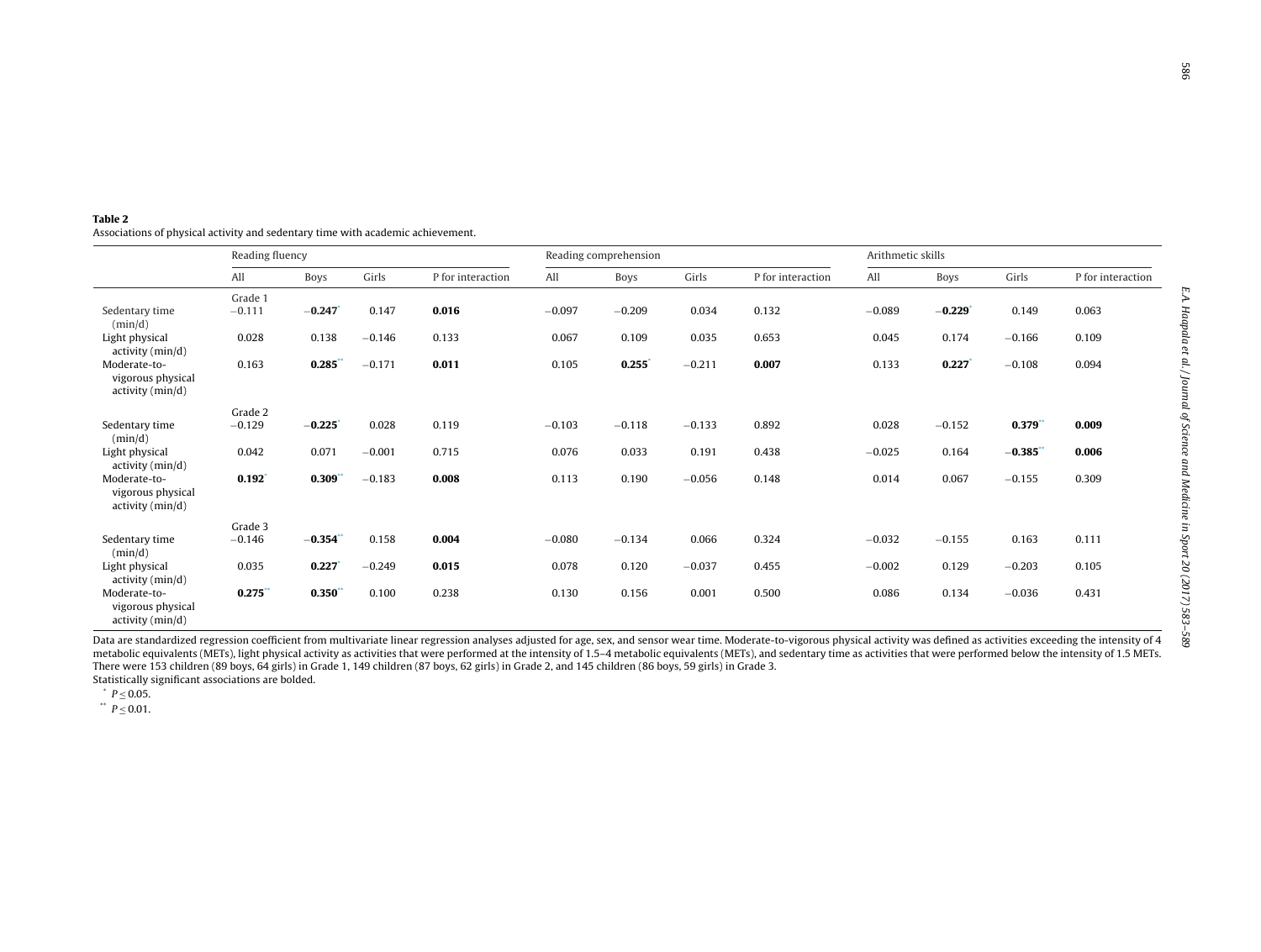**Table 2**
Associations of physical activity and sedentary time with academic achievement.

| | Reading fluency | | | | Reading comprehension | | | | Arithmetic skills | | | |
|---|---|---|---|---|---|---|---|---|---|---|---|---|
| | All | Boys | Girls | P for interaction | All | Boys | Girls | P for interaction | All | Boys | Girls | P for interaction |
| | Grade 1 | | | | | | | | | | | |
| Sedentary time (min/d) | −0.111 | **−0.247**\* | 0.147 | **0.016** | −0.097 | −0.209 | 0.034 | 0.132 | −0.089 | **−0.229**\* | 0.149 | 0.063 |
| Light physical activity (min/d) | 0.028 | 0.138 | −0.146 | 0.133 | 0.067 | 0.109 | 0.035 | 0.653 | 0.045 | 0.174 | −0.166 | 0.109 |
| Moderate-to-vigorous physical activity (min/d) | 0.163 | **0.285**\*\* | −0.171 | **0.011** | 0.105 | **0.255**\* | −0.211 | **0.007** | 0.133 | **0.227**\* | −0.108 | 0.094 |
| | Grade 2 | | | | | | | | | | | |
| Sedentary time (min/d) | −0.129 | **−0.225**\* | 0.028 | 0.119 | −0.103 | −0.118 | −0.133 | 0.892 | 0.028 | −0.152 | **0.379**\*\* | **0.009** |
| Light physical activity (min/d) | 0.042 | 0.071 | −0.001 | 0.715 | 0.076 | 0.033 | 0.191 | 0.438 | −0.025 | 0.164 | **−0.385**\*\* | **0.006** |
| Moderate-to-vigorous physical activity (min/d) | **0.192**\* | **0.309**\*\* | −0.183 | **0.008** | 0.113 | 0.190 | −0.056 | 0.148 | 0.014 | 0.067 | −0.155 | 0.309 |
| | Grade 3 | | | | | | | | | | | |
| Sedentary time (min/d) | −0.146 | **−0.354**\*\* | 0.158 | **0.004** | −0.080 | −0.134 | 0.066 | 0.324 | −0.032 | −0.155 | 0.163 | 0.111 |
| Light physical activity (min/d) | 0.035 | **0.227**\* | −0.249 | **0.015** | 0.078 | 0.120 | −0.037 | 0.455 | −0.002 | 0.129 | −0.203 | 0.105 |
| Moderate-to-vigorous physical activity (min/d) | **0.275**\*\* | **0.350**\*\* | 0.100 | 0.238 | 0.130 | 0.156 | 0.001 | 0.500 | 0.086 | 0.134 | −0.036 | 0.431 |

Data are standardized regression coefficient from multivariate linear regression analyses adjusted for age, sex, and sensor wear time. Moderate-to-vigorous physical activity was defined as activities exceeding the intensity of 4 metabolic equivalents (METs), light physical activity as activities that were performed at the intensity of 1.5–4 metabolic equivalents (METs), and sedentary time as activities that were performed below the intensity of 1.5 METs. There were 153 children (89 boys, 64 girls) in Grade 1, 149 children (87 boys, 62 girls) in Grade 2, and 145 children (86 boys, 59 girls) in Grade 3.
Statistically significant associations are bolded.

\* $P \leq 0.05$.
\*\* $P \leq 0.01$.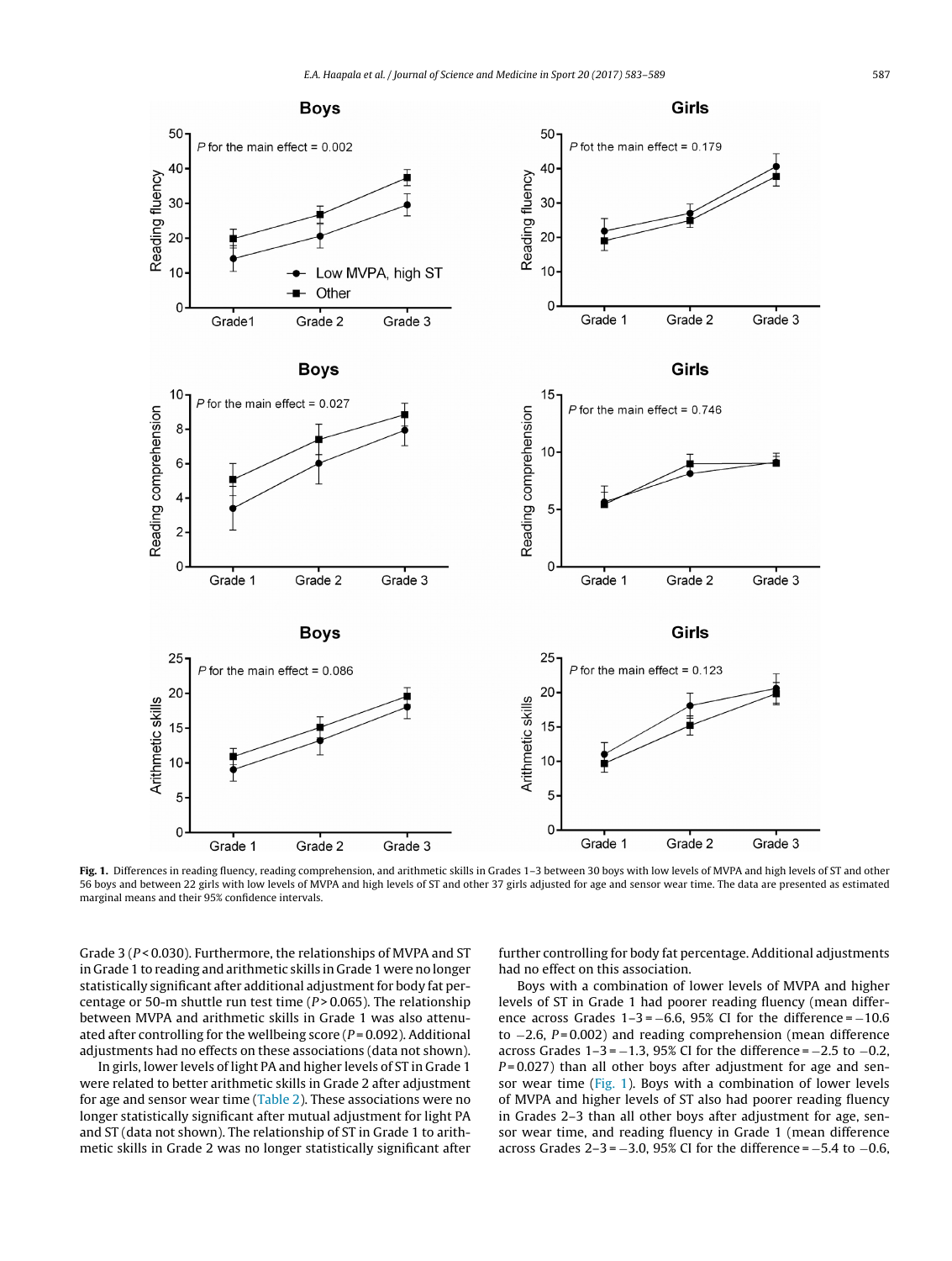**Fig. 1.** Differences in reading fluency, reading comprehension, and arithmetic skills in Grades 1–3 between 30 boys with low levels of MVPA and high levels of ST and other 56 boys and between 22 girls with low levels of MVPA and high levels of ST and other 37 girls adjusted for age and sensor wear time. The data are presented as estimated marginal means and their 95% confidence intervals.

Grade 3 ($P < 0.030$). Furthermore, the relationships of MVPA and ST in Grade 1 to reading and arithmetic skills in Grade 1 were no longer statistically significant after additional adjustment for body fat percentage or 50-m shuttle run test time ($P > 0.065$). The relationship between MVPA and arithmetic skills in Grade 1 was also attenuated after controlling for the wellbeing score ($P = 0.092$). Additional adjustments had no effects on these associations (data not shown).

In girls, lower levels of light PA and higher levels of ST in Grade 1 were related to better arithmetic skills in Grade 2 after adjustment for age and sensor wear time (Table 2). These associations were no longer statistically significant after mutual adjustment for light PA and ST (data not shown). The relationship of ST in Grade 1 to arithmetic skills in Grade 2 was no longer statistically significant after further controlling for body fat percentage. Additional adjustments had no effect on this association.

Boys with a combination of lower levels of MVPA and higher levels of ST in Grade 1 had poorer reading fluency (mean difference across Grades 1–3 = −6.6, 95% CI for the difference = −10.6 to −2.6, $P = 0.002$) and reading comprehension (mean difference across Grades 1–3 = −1.3, 95% CI for the difference = −2.5 to −0.2, $P = 0.027$) than all other boys after adjustment for age and sensor wear time (Fig. 1). Boys with a combination of lower levels of MVPA and higher levels of ST also had poorer reading fluency in Grades 2–3 than all other boys after adjustment for age, sensor wear time, and reading fluency in Grade 1 (mean difference across Grades 2–3 = −3.0, 95% CI for the difference = −5.4 to −0.6,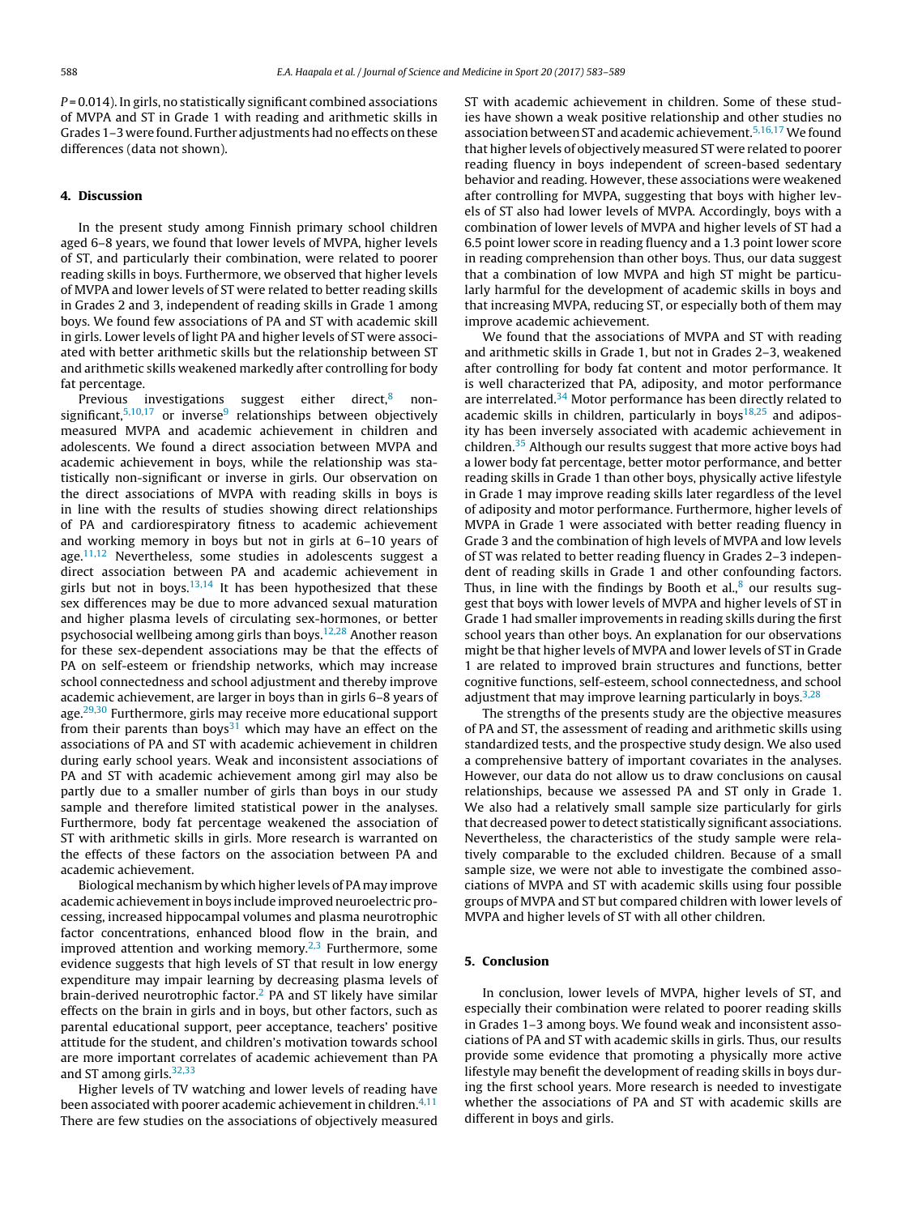$P = 0.014$). In girls, no statistically significant combined associations of MVPA and ST in Grade 1 with reading and arithmetic skills in Grades 1–3 were found. Further adjustments had no effects on these differences (data not shown).

## 4. Discussion

In the present study among Finnish primary school children aged 6–8 years, we found that lower levels of MVPA, higher levels of ST, and particularly their combination, were related to poorer reading skills in boys. Furthermore, we observed that higher levels of MVPA and lower levels of ST were related to better reading skills in Grades 2 and 3, independent of reading skills in Grade 1 among boys. We found few associations of PA and ST with academic skill in girls. Lower levels of light PA and higher levels of ST were associated with better arithmetic skills but the relationship between ST and arithmetic skills weakened markedly after controlling for body fat percentage.

Previous investigations suggest either direct,[8] non-significant,[5,10,17] or inverse[9] relationships between objectively measured MVPA and academic achievement in children and adolescents. We found a direct association between MVPA and academic achievement in boys, while the relationship was statistically non-significant or inverse in girls. Our observation on the direct associations of MVPA with reading skills in boys is in line with the results of studies showing direct relationships of PA and cardiorespiratory fitness to academic achievement and working memory in boys but not in girls at 6–10 years of age.[11,12] Nevertheless, some studies in adolescents suggest a direct association between PA and academic achievement in girls but not in boys.[13,14] It has been hypothesized that these sex differences may be due to more advanced sexual maturation and higher plasma levels of circulating sex-hormones, or better psychosocial wellbeing among girls than boys.[12,28] Another reason for these sex-dependent associations may be that the effects of PA on self-esteem or friendship networks, which may increase school connectedness and school adjustment and thereby improve academic achievement, are larger in boys than in girls 6–8 years of age.[29,30] Furthermore, girls may receive more educational support from their parents than boys[31] which may have an effect on the associations of PA and ST with academic achievement in children during early school years. Weak and inconsistent associations of PA and ST with academic achievement among girl may also be partly due to a smaller number of girls than boys in our study sample and therefore limited statistical power in the analyses. Furthermore, body fat percentage weakened the association of ST with arithmetic skills in girls. More research is warranted on the effects of these factors on the association between PA and academic achievement.

Biological mechanism by which higher levels of PA may improve academic achievement in boys include improved neuroelectric processing, increased hippocampal volumes and plasma neurotrophic factor concentrations, enhanced blood flow in the brain, and improved attention and working memory.[2,3] Furthermore, some evidence suggests that high levels of ST that result in low energy expenditure may impair learning by decreasing plasma levels of brain-derived neurotrophic factor.[2] PA and ST likely have similar effects on the brain in girls and in boys, but other factors, such as parental educational support, peer acceptance, teachers' positive attitude for the student, and children's motivation towards school are more important correlates of academic achievement than PA and ST among girls.[32,33]

Higher levels of TV watching and lower levels of reading have been associated with poorer academic achievement in children.[4,11] There are few studies on the associations of objectively measured ST with academic achievement in children. Some of these studies have shown a weak positive relationship and other studies no association between ST and academic achievement.[5,16,17] We found that higher levels of objectively measured ST were related to poorer reading fluency in boys independent of screen-based sedentary behavior and reading. However, these associations were weakened after controlling for MVPA, suggesting that boys with higher levels of ST also had lower levels of MVPA. Accordingly, boys with a combination of lower levels of MVPA and higher levels of ST had a 6.5 point lower score in reading fluency and a 1.3 point lower score in reading comprehension than other boys. Thus, our data suggest that a combination of low MVPA and high ST might be particularly harmful for the development of academic skills in boys and that increasing MVPA, reducing ST, or especially both of them may improve academic achievement.

We found that the associations of MVPA and ST with reading and arithmetic skills in Grade 1, but not in Grades 2–3, weakened after controlling for body fat content and motor performance. It is well characterized that PA, adiposity, and motor performance are interrelated.[34] Motor performance has been directly related to academic skills in children, particularly in boys[18,25] and adiposity has been inversely associated with academic achievement in children.[35] Although our results suggest that more active boys had a lower body fat percentage, better motor performance, and better reading skills in Grade 1 than other boys, physically active lifestyle in Grade 1 may improve reading skills later regardless of the level of adiposity and motor performance. Furthermore, higher levels of MVPA in Grade 1 were associated with better reading fluency in Grade 3 and the combination of high levels of MVPA and low levels of ST was related to better reading fluency in Grades 2–3 independent of reading skills in Grade 1 and other confounding factors. Thus, in line with the findings by Booth et al.,[8] our results suggest that boys with lower levels of MVPA and higher levels of ST in Grade 1 had smaller improvements in reading skills during the first school years than other boys. An explanation for our observations might be that higher levels of MVPA and lower levels of ST in Grade 1 are related to improved brain structures and functions, better cognitive functions, self-esteem, school connectedness, and school adjustment that may improve learning particularly in boys.[3,28]

The strengths of the presents study are the objective measures of PA and ST, the assessment of reading and arithmetic skills using standardized tests, and the prospective study design. We also used a comprehensive battery of important covariates in the analyses. However, our data do not allow us to draw conclusions on causal relationships, because we assessed PA and ST only in Grade 1. We also had a relatively small sample size particularly for girls that decreased power to detect statistically significant associations. Nevertheless, the characteristics of the study sample were relatively comparable to the excluded children. Because of a small sample size, we were not able to investigate the combined associations of MVPA and ST with academic skills using four possible groups of MVPA and ST but compared children with lower levels of MVPA and higher levels of ST with all other children.

## 5. Conclusion

In conclusion, lower levels of MVPA, higher levels of ST, and especially their combination were related to poorer reading skills in Grades 1–3 among boys. We found weak and inconsistent associations of PA and ST with academic skills in girls. Thus, our results provide some evidence that promoting a physically more active lifestyle may benefit the development of reading skills in boys during the first school years. More research is needed to investigate whether the associations of PA and ST with academic skills are different in boys and girls.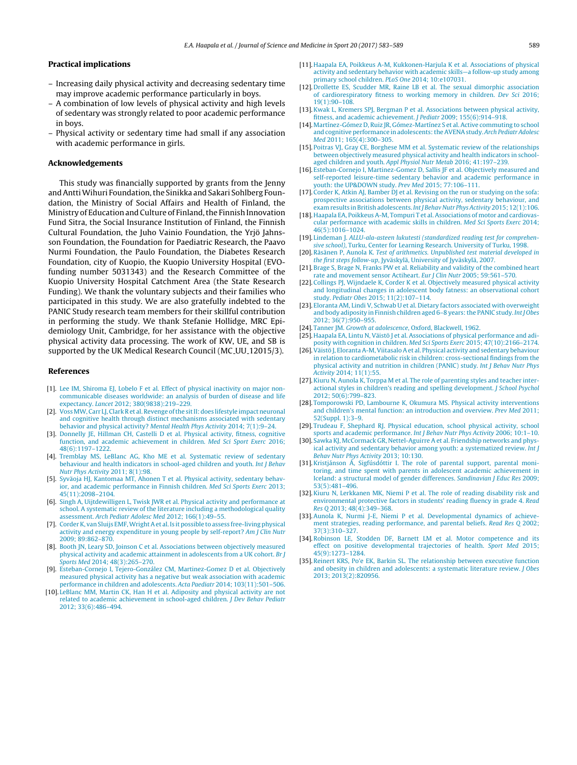## Practical implications

- Increasing daily physical activity and decreasing sedentary time may improve academic performance particularly in boys.
- A combination of low levels of physical activity and high levels of sedentary was strongly related to poor academic performance in boys.
- Physical activity or sedentary time had small if any association with academic performance in girls.

## Acknowledgements

This study was financially supported by grants from the Jenny and Antti Wihuri Foundation, the Sinikka and Sakari Sohlberg Foundation, the Ministry of Social Affairs and Health of Finland, the Ministry of Education and Culture of Finland, the Finnish Innovation Fund Sitra, the Social Insurance Institution of Finland, the Finnish Cultural Foundation, the Juho Vainio Foundation, the Yrjö Jahnsson Foundation, the Foundation for Paediatric Research, the Paavo Nurmi Foundation, the Paulo Foundation, the Diabetes Research Foundation, city of Kuopio, the Kuopio University Hospital (EVO-funding number 5031343) and the Research Committee of the Kuopio University Hospital Catchment Area (the State Research Funding). We thank the voluntary subjects and their families who participated in this study. We are also gratefully indebted to the PANIC Study research team members for their skillful contribution in performing the study. We thank Stefanie Hollidge, MRC Epidemiology Unit, Cambridge, for her assistance with the objective physical activity data processing. The work of KW, UE, and SB is supported by the UK Medical Research Council (MC_UU_12015/3).

## References

[1]. Lee IM, Shiroma EJ, Lobelo F et al. Effect of physical inactivity on major non-communicable diseases worldwide: an analysis of burden of disease and life expectancy. *Lancet* 2012; 380(9838):219–229.

[2]. Voss MW, Carr LJ, Clark R et al. Revenge of the sit II: does lifestyle impact neuronal and cognitive health through distinct mechanisms associated with sedentary behavior and physical activity? *Mental Health Phys Activity* 2014; 7(1):9–24.

[3]. Donnelly JE, Hillman CH, Castelli D et al. Physical activity, fitness, cognitive function, and academic achievement in children. *Med Sci Sport Exerc* 2016; 48(6):1197–1222.

[4]. Tremblay MS, LeBlanc AG, Kho ME et al. Systematic review of sedentary behaviour and health indicators in school-aged children and youth. *Int J Behav Nutr Phys Activity* 2011; 8(1):98.

[5]. Syväoja HJ, Kantomaa MT, Ahonen T et al. Physical activity, sedentary behavior, and academic performance in Finnish children. *Med Sci Sports Exerc* 2013; 45(11):2098–2104.

[6]. Singh A, Uijtdewilligen L, Twisk JWR et al. Physical activity and performance at school. A systematic review of the literature including a methodological quality assessment. *Arch Pediatr Adolesc Med* 2012; 166(1):49–55.

[7]. Corder K, van Sluijs EMF, Wright A et al. Is it possible to assess free-living physical activity and energy expenditure in young people by self-report? *Am J Clin Nutr* 2009; 89:862–870.

[8]. Booth JN, Leary SD, Joinson C et al. Associations between objectively measured physical activity and academic attainment in adolescents from a UK cohort. *Br J Sports Med* 2014; 48(3):265–270.

[9]. Esteban-Cornejo I, Tejero-González CM, Martinez-Gomez D et al. Objectively measured physical activity has a negative but weak association with academic performance in children and adolescents. *Acta Paediatr* 2014; 103(11):501–506.

[10]. LeBlanc MM, Martin CK, Han H et al. Adiposity and physical activity are not related to academic achievement in school-aged children. *J Dev Behav Pediatr* 2012; 33(6):486–494.

[11]. Haapala EA, Poikkeus A-M, Kukkonen-Harjula K et al. Associations of physical activity and sedentary behavior with academic skills—a follow-up study among primary school children. *PLoS One* 2014; 10:e107031.

[12]. Drollette ES, Scudder MR, Raine LB et al. The sexual dimorphic association of cardiorespiratory fitness to working memory in children. *Dev Sci* 2016; 19(1):90–108.

[13]. Kwak L, Kremers SPJ, Bergman P et al. Associations between physical activity, fitness, and academic achievement. *J Pediatr* 2009; 155(6):914–918.

[14]. Martínez-Gómez D, Ruiz JR, Gómez-Martínez S et al. Active commuting to school and cognitive performance in adolescents: the AVENA study. *Arch Pediatr Adolesc Med* 2011; 165(4):300–305.

[15]. Poitras VJ, Gray CE, Borghese MM et al. Systematic review of the relationships between objectively measured physical activity and health indicators in school-aged children and youth. *Appl Physiol Nutr Metab* 2016; 41:197–239.

[16]. Esteban-Cornejo I, Martinez-Gomez D, Sallis JF et al. Objectively measured and self-reported leisure-time sedentary behavior and academic performance in youth: the UP&DOWN study. *Prev Med* 2015; 77:106–111.

[17]. Corder K, Atkin AJ, Bamber DJ et al. Revising on the run or studying on the sofa: prospective associations between physical activity, sedentary behaviour, and exam results in British adolescents. *Int J Behav Nutr Phys Activity* 2015; 12(1):106.

[18]. Haapala EA, Poikkeus A-M, Tompuri T et al. Associations of motor and cardiovascular performance with academic skills in children. *Med Sci Sports Exerc* 2014; 46(5):1016–1024.

[19]. Lindeman J. *ALLU-ala-asteen lukutesti (standardized reading test for comprehensive school)*, Turku, Center for Learning Research. University of Turku, 1998.

[20]. Räsänen P, Aunola K. *Test of arithmetics. Unpublished test material developed in the first steps follow-up*, Jyväskylä, University of Jyväskylä, 2007.

[21]. Brage S, Brage N, Franks PW et al. Reliability and validity of the combined heart rate and movement sensor Actiheart. *Eur J Clin Nutr* 2005; 59:561–570.

[22]. Collings PJ, Wijndaele K, Corder K et al. Objectively measured physical activity and longitudinal changes in adolescent body fatness: an observational cohort study. *Pediatr Obes* 2015; 11(2):107–114.

[23]. Eloranta AM, Lindi V, Schwab U et al. Dietary factors associated with overweight and body adiposity in Finnish children aged 6–8 years: the PANIC study. *Int J Obes* 2012; 36(7):950–955.

[24]. Tanner JM. *Growth at adolescence*, Oxford, Blackwell, 1962.

[25]. Haapala EA, Lintu N, Väistö J et al. Associations of physical performance and adiposity with cognition in children. *Med Sci Sports Exerc* 2015; 47(10):2166–2174.

[26]. Väistö J, Eloranta A-M, Viitasalo A et al. Physical activity and sedentary behaviour in relation to cardiometabolic risk in children: cross-sectional findings from the physical activity and nutrition in children (PANIC) study. *Int J Behav Nutr Phys Activity* 2014; 11(1):55.

[27]. Kiuru N, Aunola K, Torppa M et al. The role of parenting styles and teacher interactional styles in children's reading and spelling development. *J School Psychol* 2012; 50(6):799–823.

[28]. Tomporowski PD, Lambourne K, Okumura MS. Physical activity interventions and children's mental function: an introduction and overview. *Prev Med* 2011; 52(Suppl. 1):3–9.

[29]. Trudeau F, Shephard RJ. Physical education, school physical activity, school sports and academic performance. *Int J Behav Nutr Phys Activity* 2006; 10:1–10.

[30]. Sawka KJ, McCormack GR, Nettel-Aguirre A et al. Friendship networks and physical activity and sedentary behavior among youth: a systematized review. *Int J Behav Nutr Phys Activity* 2013; 10:130.

[31]. Kristjánson Á, Sigfúsdóttir I. The role of parental support, parental monitoring, and time spent with parents in adolescent academic achievement in Iceland: a structural model of gender differences. *Sandinavian J Educ Res* 2009; 53(5):481–496.

[32]. Kiuru N, Lerkkanen MK, Niemi P et al. The role of reading disability risk and environmental protective factors in students' reading fluency in grade 4. *Read Res Q* 2013; 48(4):349–368.

[33]. Aunola K, Nurmi J-E, Niemi P et al. Developmental dynamics of achievement strategies, reading performance, and parental beliefs. *Read Res Q* 2002; 37(3):310–327.

[34]. Robinson LE, Stodden DF, Barnett LM et al. Motor competence and its effect on positive developmental trajectories of health. *Sport Med* 2015; 45(9):1273–1284.

[35]. Reinert KRS, Po'e EK, Barkin SL. The relationship between executive function and obesity in children and adolescents: a systematic literature review. *J Obes* 2013; 2013(2):820956.